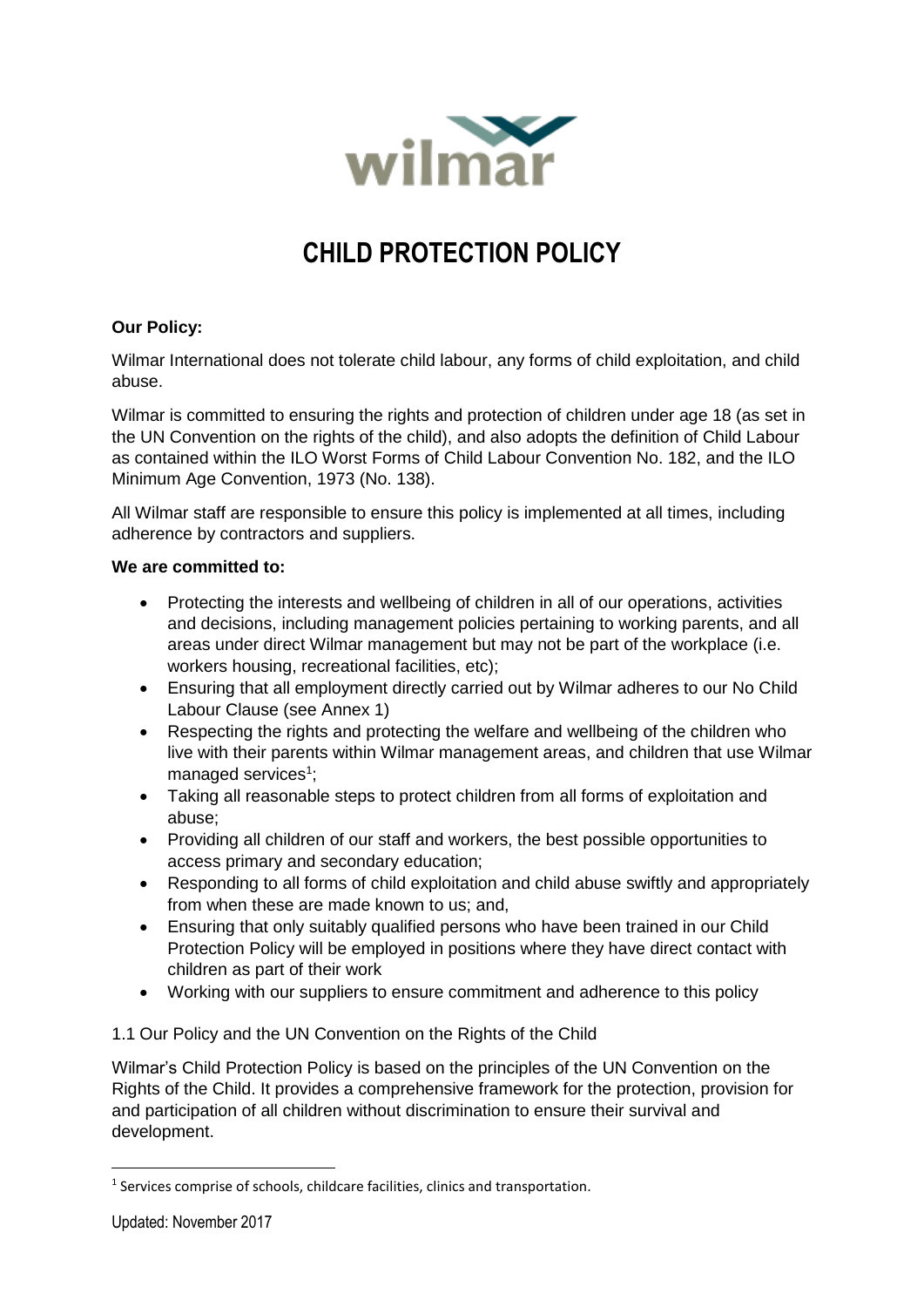# CHILD PROTECTION POLICY

**Our Policy:**

Wilmar International does not tolerate child labour, any forms of child exploitation, and child abuse.

Wilmar is committed to ensuring the rights and protection of children under age 18 (as set in the UN Convention on the rights of the child), and also adopts the definition of Child Labour as contained within the ILO Worst Forms of Child Labour Convention No. 182, and the ILO Minimum Age Convention, 1973 (No. 138).

All Wilmar staff are responsible to ensure this policy is implemented at all times, including adherence by contractors and suppliers.

**We are committed to:**

- Protecting the interests and wellbeing of children in all of our operations, activities and decisions, including management policies pertaining to working parents, and all areas under direct Wilmar management but may not be part of the workplace (i.e. workers housing, recreational facilities, etc);
- Ensuring that all employment directly carried out by Wilmar adheres to our No Child Labour Clause (see Annex 1)
- Respecting the rights and protecting the welfare and wellbeing of the children who live with their parents within Wilmar management areas, and children that use Wilmar managed services[1];
- Taking all reasonable steps to protect children from all forms of exploitation and abuse;
- Providing all children of our staff and workers, the best possible opportunities to access primary and secondary education;
- Responding to all forms of child exploitation and child abuse swiftly and appropriately from when these are made known to us; and,
- Ensuring that only suitably qualified persons who have been trained in our Child Protection Policy will be employed in positions where they have direct contact with children as part of their work
- Working with our suppliers to ensure commitment and adherence to this policy

1.1 Our Policy and the UN Convention on the Rights of the Child

Wilmar's Child Protection Policy is based on the principles of the UN Convention on the Rights of the Child. It provides a comprehensive framework for the protection, provision for and participation of all children without discrimination to ensure their survival and development.

[1] Services comprise of schools, childcare facilities, clinics and transportation.

Updated: November 2017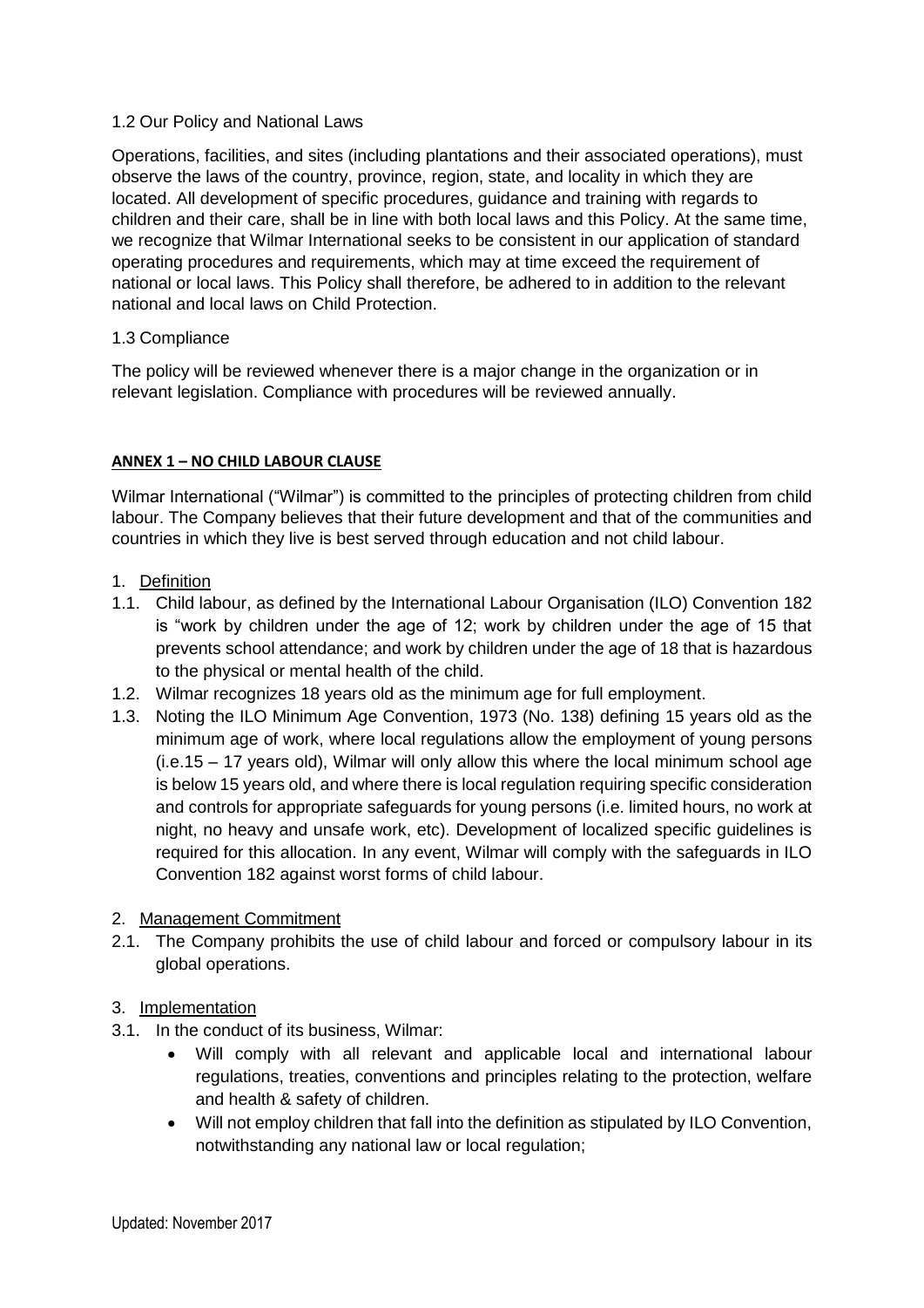### 1.2 Our Policy and National Laws

Operations, facilities, and sites (including plantations and their associated operations), must observe the laws of the country, province, region, state, and locality in which they are located. All development of specific procedures, guidance and training with regards to children and their care, shall be in line with both local laws and this Policy. At the same time, we recognize that Wilmar International seeks to be consistent in our application of standard operating procedures and requirements, which may at time exceed the requirement of national or local laws. This Policy shall therefore, be adhered to in addition to the relevant national and local laws on Child Protection.

### 1.3 Compliance

The policy will be reviewed whenever there is a major change in the organization or in relevant legislation. Compliance with procedures will be reviewed annually.

## ANNEX 1 – NO CHILD LABOUR CLAUSE

Wilmar International ("Wilmar") is committed to the principles of protecting children from child labour. The Company believes that their future development and that of the communities and countries in which they live is best served through education and not child labour.

1. Definition
   1.1. Child labour, as defined by the International Labour Organisation (ILO) Convention 182 is "work by children under the age of 12; work by children under the age of 15 that prevents school attendance; and work by children under the age of 18 that is hazardous to the physical or mental health of the child.
   1.2. Wilmar recognizes 18 years old as the minimum age for full employment.
   1.3. Noting the ILO Minimum Age Convention, 1973 (No. 138) defining 15 years old as the minimum age of work, where local regulations allow the employment of young persons (i.e.15 – 17 years old), Wilmar will only allow this where the local minimum school age is below 15 years old, and where there is local regulation requiring specific consideration and controls for appropriate safeguards for young persons (i.e. limited hours, no work at night, no heavy and unsafe work, etc). Development of localized specific guidelines is required for this allocation. In any event, Wilmar will comply with the safeguards in ILO Convention 182 against worst forms of child labour.

2. Management Commitment
   2.1. The Company prohibits the use of child labour and forced or compulsory labour in its global operations.

3. Implementation
   3.1. In the conduct of its business, Wilmar:
      - Will comply with all relevant and applicable local and international labour regulations, treaties, conventions and principles relating to the protection, welfare and health & safety of children.
      - Will not employ children that fall into the definition as stipulated by ILO Convention, notwithstanding any national law or local regulation;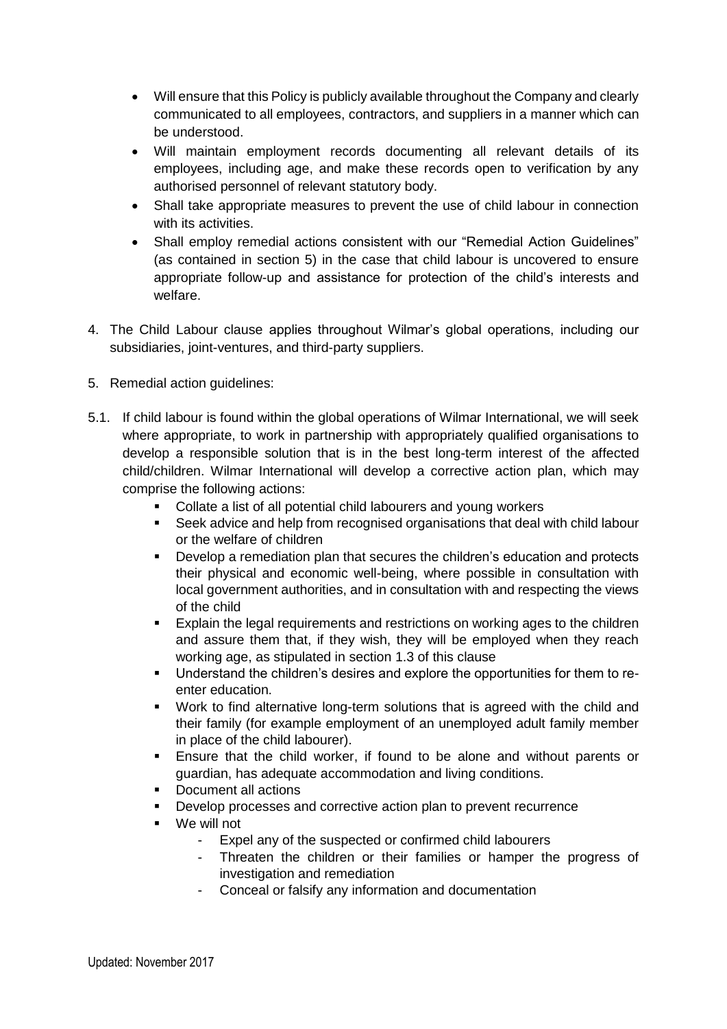- Will ensure that this Policy is publicly available throughout the Company and clearly communicated to all employees, contractors, and suppliers in a manner which can be understood.
- Will maintain employment records documenting all relevant details of its employees, including age, and make these records open to verification by any authorised personnel of relevant statutory body.
- Shall take appropriate measures to prevent the use of child labour in connection with its activities.
- Shall employ remedial actions consistent with our "Remedial Action Guidelines" (as contained in section 5) in the case that child labour is uncovered to ensure appropriate follow-up and assistance for protection of the child's interests and welfare.

4. The Child Labour clause applies throughout Wilmar's global operations, including our subsidiaries, joint-ventures, and third-party suppliers.

5. Remedial action guidelines:

5.1. If child labour is found within the global operations of Wilmar International, we will seek where appropriate, to work in partnership with appropriately qualified organisations to develop a responsible solution that is in the best long-term interest of the affected child/children. Wilmar International will develop a corrective action plan, which may comprise the following actions:

- Collate a list of all potential child labourers and young workers
- Seek advice and help from recognised organisations that deal with child labour or the welfare of children
- Develop a remediation plan that secures the children's education and protects their physical and economic well-being, where possible in consultation with local government authorities, and in consultation with and respecting the views of the child
- Explain the legal requirements and restrictions on working ages to the children and assure them that, if they wish, they will be employed when they reach working age, as stipulated in section 1.3 of this clause
- Understand the children's desires and explore the opportunities for them to re-enter education.
- Work to find alternative long-term solutions that is agreed with the child and their family (for example employment of an unemployed adult family member in place of the child labourer).
- Ensure that the child worker, if found to be alone and without parents or guardian, has adequate accommodation and living conditions.
- Document all actions
- Develop processes and corrective action plan to prevent recurrence
- We will not
  - Expel any of the suspected or confirmed child labourers
  - Threaten the children or their families or hamper the progress of investigation and remediation
  - Conceal or falsify any information and documentation

Updated: November 2017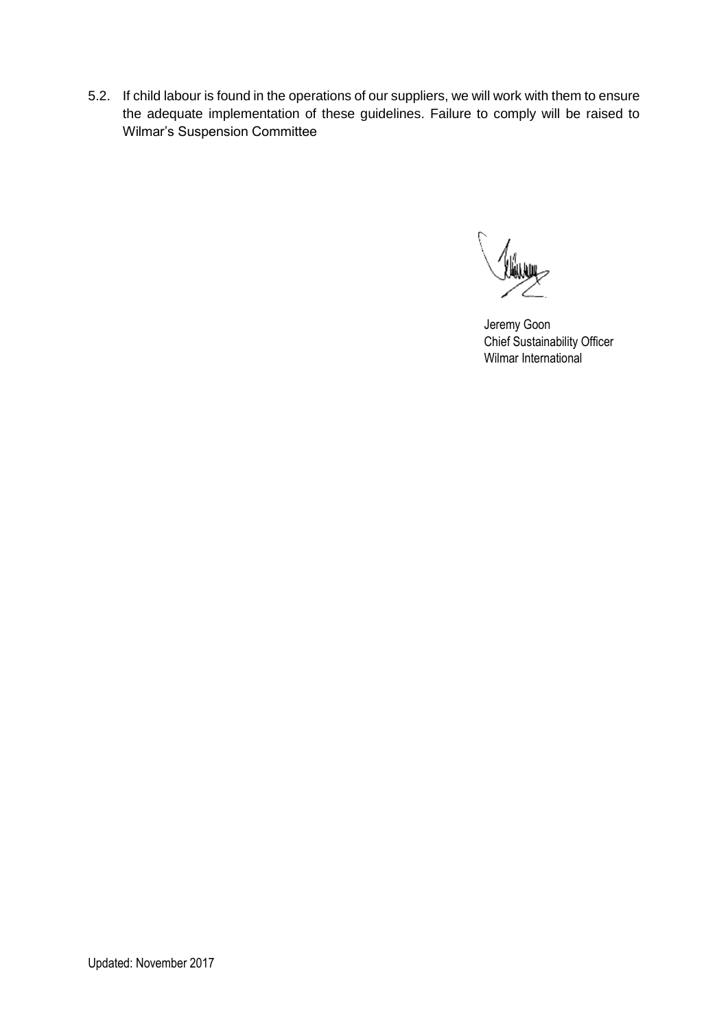5.2. If child labour is found in the operations of our suppliers, we will work with them to ensure the adequate implementation of these guidelines. Failure to comply will be raised to Wilmar's Suspension Committee

Jeremy Goon
Chief Sustainability Officer
Wilmar International

Updated: November 2017